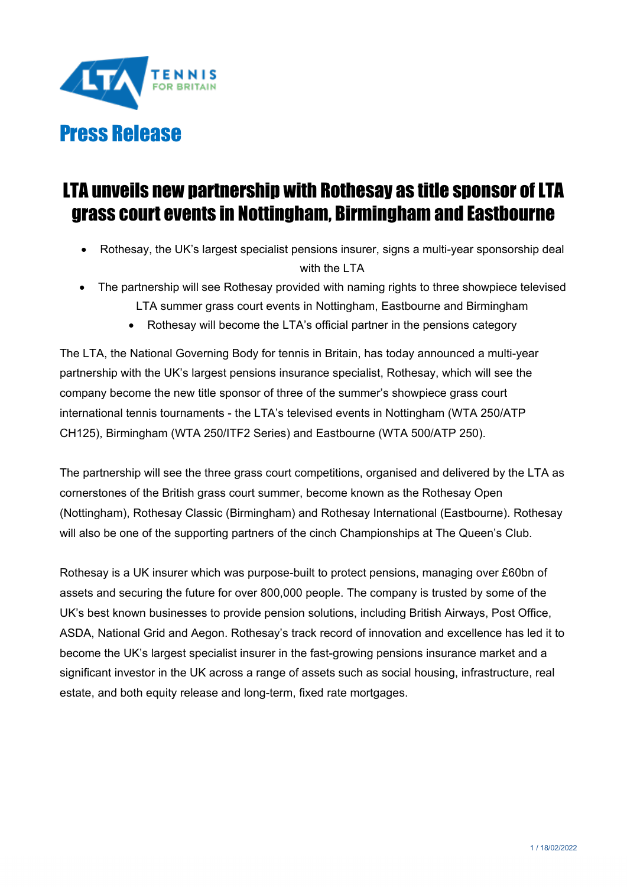# Press Release

## LTA unveils new partnership with Rothesay as title sponsor of LTA grass court events in Nottingham, Birmingham and Eastbourne

- Rothesay, the UK's largest specialist pensions insurer, signs a multi-year sponsorship deal with the LTA
- The partnership will see Rothesay provided with naming rights to three showpiece televised LTA summer grass court events in Nottingham, Eastbourne and Birmingham
- Rothesay will become the LTA's official partner in the pensions category

The LTA, the National Governing Body for tennis in Britain, has today announced a multi-year partnership with the UK's largest pensions insurance specialist, Rothesay, which will see the company become the new title sponsor of three of the summer's showpiece grass court international tennis tournaments - the LTA's televised events in Nottingham (WTA 250/ATP CH125), Birmingham (WTA 250/ITF2 Series) and Eastbourne (WTA 500/ATP 250).

The partnership will see the three grass court competitions, organised and delivered by the LTA as cornerstones of the British grass court summer, become known as the Rothesay Open (Nottingham), Rothesay Classic (Birmingham) and Rothesay International (Eastbourne). Rothesay will also be one of the supporting partners of the cinch Championships at The Queen's Club.

Rothesay is a UK insurer which was purpose-built to protect pensions, managing over £60bn of assets and securing the future for over 800,000 people. The company is trusted by some of the UK's best known businesses to provide pension solutions, including British Airways, Post Office, ASDA, National Grid and Aegon. Rothesay's track record of innovation and excellence has led it to become the UK's largest specialist insurer in the fast-growing pensions insurance market and a significant investor in the UK across a range of assets such as social housing, infrastructure, real estate, and both equity release and long-term, fixed rate mortgages.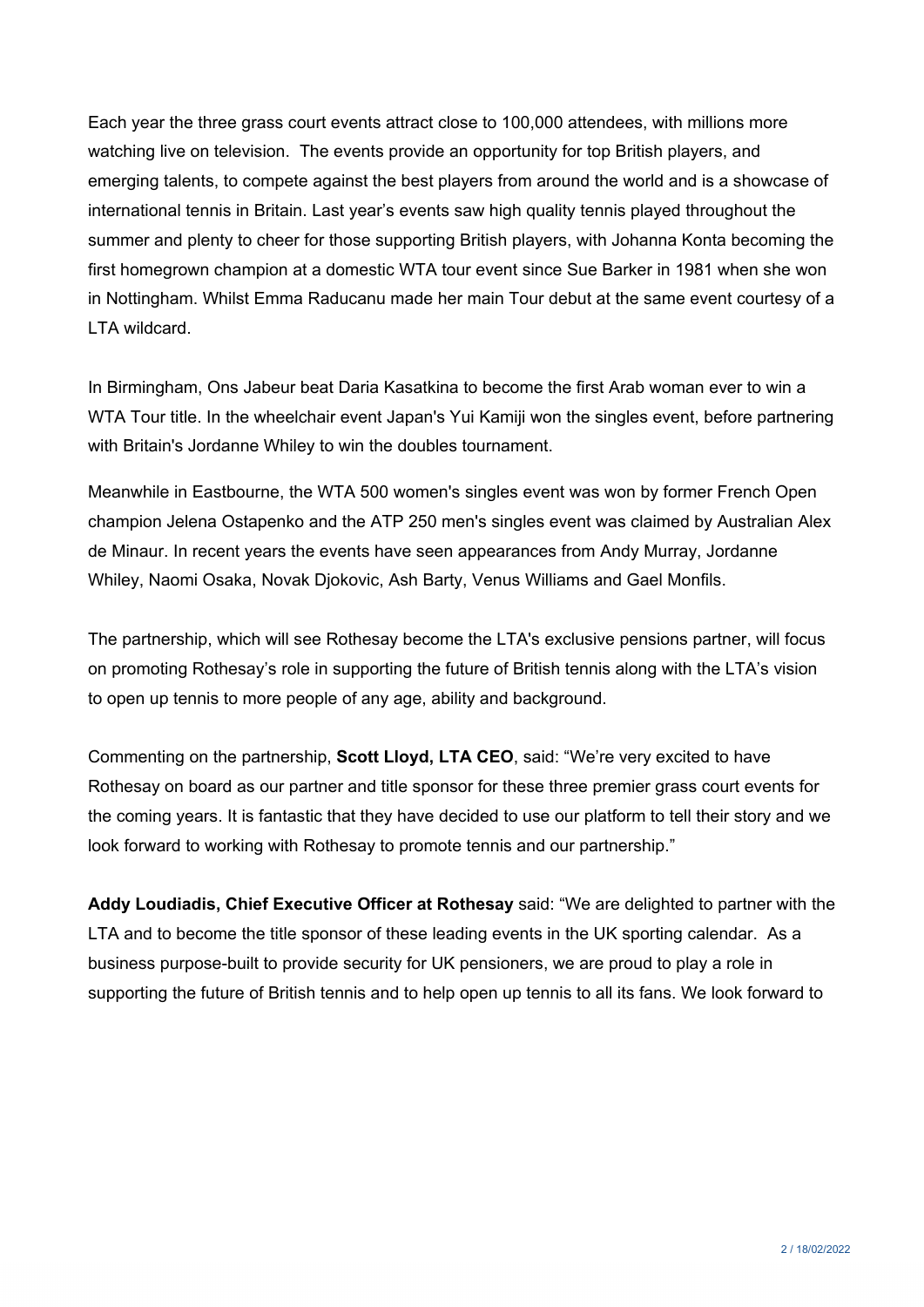Each year the three grass court events attract close to 100,000 attendees, with millions more watching live on television.  The events provide an opportunity for top British players, and emerging talents, to compete against the best players from around the world and is a showcase of international tennis in Britain. Last year's events saw high quality tennis played throughout the summer and plenty to cheer for those supporting British players, with Johanna Konta becoming the first homegrown champion at a domestic WTA tour event since Sue Barker in 1981 when she won in Nottingham. Whilst Emma Raducanu made her main Tour debut at the same event courtesy of a LTA wildcard.

In Birmingham, Ons Jabeur beat Daria Kasatkina to become the first Arab woman ever to win a WTA Tour title. In the wheelchair event Japan's Yui Kamiji won the singles event, before partnering with Britain's Jordanne Whiley to win the doubles tournament.

Meanwhile in Eastbourne, the WTA 500 women's singles event was won by former French Open champion Jelena Ostapenko and the ATP 250 men's singles event was claimed by Australian Alex de Minaur. In recent years the events have seen appearances from Andy Murray, Jordanne Whiley, Naomi Osaka, Novak Djokovic, Ash Barty, Venus Williams and Gael Monfils.

The partnership, which will see Rothesay become the LTA's exclusive pensions partner, will focus on promoting Rothesay's role in supporting the future of British tennis along with the LTA's vision to open up tennis to more people of any age, ability and background.

Commenting on the partnership, **Scott Lloyd, LTA CEO**, said: "We're very excited to have Rothesay on board as our partner and title sponsor for these three premier grass court events for the coming years. It is fantastic that they have decided to use our platform to tell their story and we look forward to working with Rothesay to promote tennis and our partnership."

**Addy Loudiadis, Chief Executive Officer at Rothesay** said: "We are delighted to partner with the LTA and to become the title sponsor of these leading events in the UK sporting calendar.  As a business purpose-built to provide security for UK pensioners, we are proud to play a role in supporting the future of British tennis and to help open up tennis to all its fans. We look forward to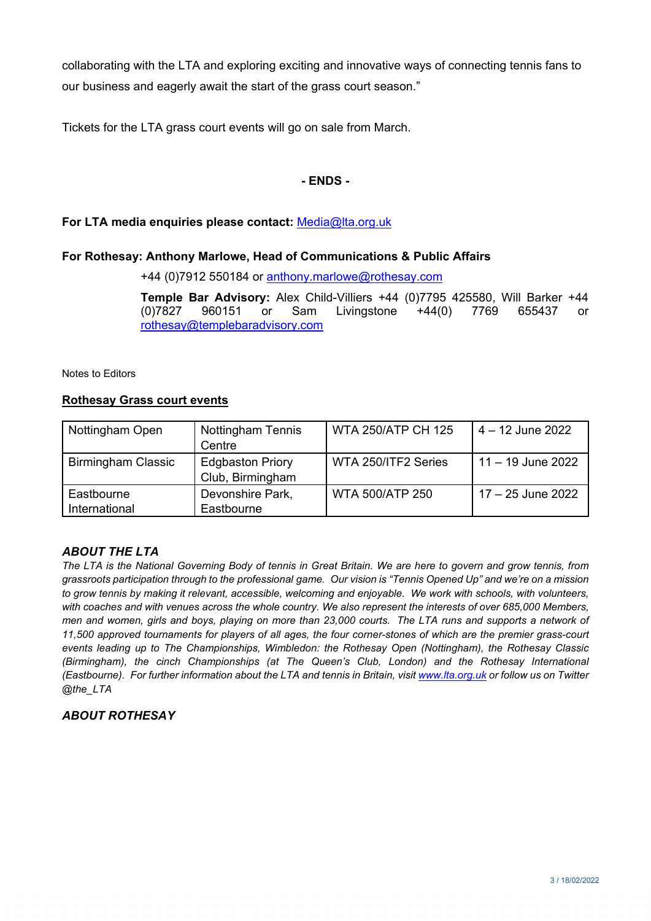collaborating with the LTA and exploring exciting and innovative ways of connecting tennis fans to our business and eagerly await the start of the grass court season."

Tickets for the LTA grass court events will go on sale from March.

**- ENDS -**

**For LTA media enquiries please contact:** Media@lta.org.uk

**For Rothesay: Anthony Marlowe, Head of Communications & Public Affairs**

+44 (0)7912 550184 or anthony.marlowe@rothesay.com

**Temple Bar Advisory:** Alex Child-Villiers +44 (0)7795 425580, Will Barker +44 (0)7827 960151 or Sam Livingstone +44(0) 7769 655437 or rothesay@templebaradvisory.com

Notes to Editors

**Rothesay Grass court events**

| Nottingham Open | Nottingham Tennis Centre | WTA 250/ATP CH 125 | 4 – 12 June 2022 |
|---|---|---|---|
| Birmingham Classic | Edgbaston Priory Club, Birmingham | WTA 250/ITF2 Series | 11 – 19 June 2022 |
| Eastbourne International | Devonshire Park, Eastbourne | WTA 500/ATP 250 | 17 – 25 June 2022 |

### *ABOUT THE LTA*

*The LTA is the National Governing Body of tennis in Great Britain. We are here to govern and grow tennis, from grassroots participation through to the professional game. Our vision is "Tennis Opened Up" and we're on a mission to grow tennis by making it relevant, accessible, welcoming and enjoyable. We work with schools, with volunteers, with coaches and with venues across the whole country. We also represent the interests of over 685,000 Members, men and women, girls and boys, playing on more than 23,000 courts. The LTA runs and supports a network of 11,500 approved tournaments for players of all ages, the four corner-stones of which are the premier grass-court events leading up to The Championships, Wimbledon: the Rothesay Open (Nottingham), the Rothesay Classic (Birmingham), the cinch Championships (at The Queen's Club, London) and the Rothesay International (Eastbourne). For further information about the LTA and tennis in Britain, visit www.lta.org.uk or follow us on Twitter @the_LTA*

### *ABOUT ROTHESAY*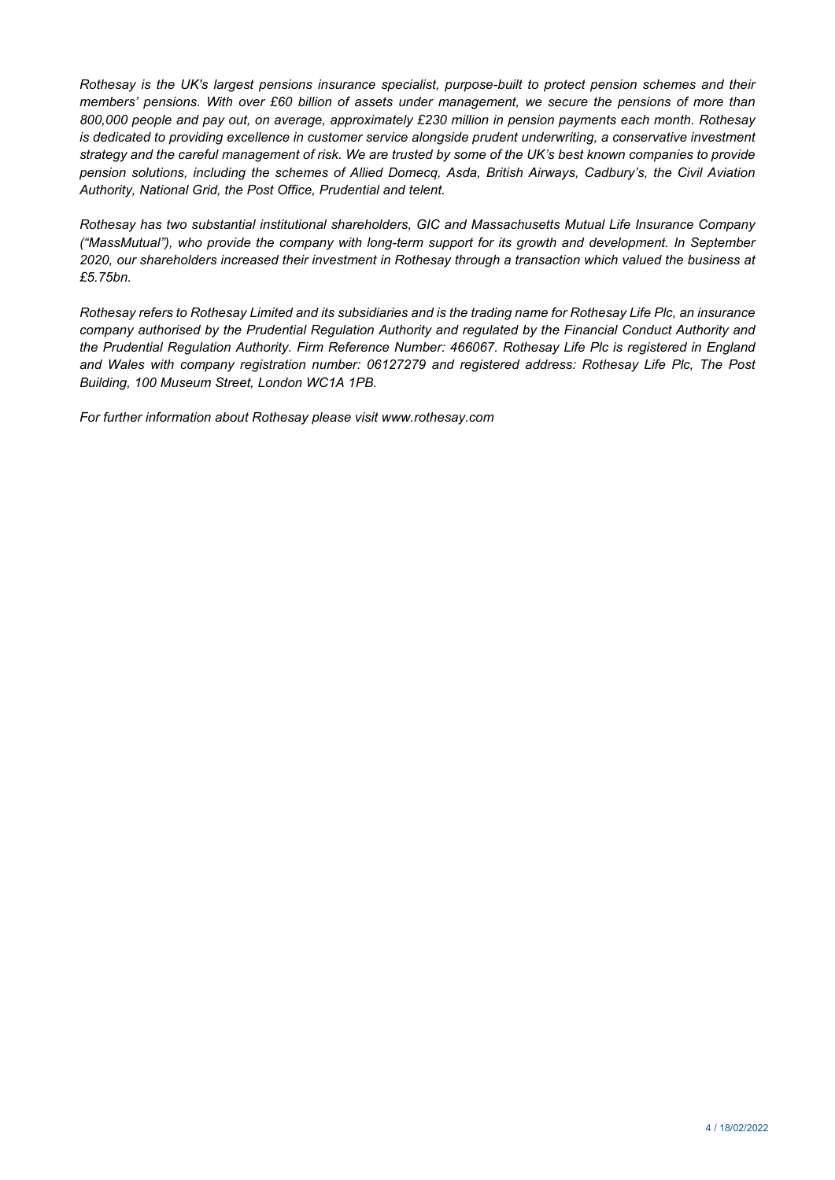*Rothesay is the UK's largest pensions insurance specialist, purpose-built to protect pension schemes and their members' pensions. With over £60 billion of assets under management, we secure the pensions of more than 800,000 people and pay out, on average, approximately £230 million in pension payments each month. Rothesay is dedicated to providing excellence in customer service alongside prudent underwriting, a conservative investment strategy and the careful management of risk. We are trusted by some of the UK's best known companies to provide pension solutions, including the schemes of Allied Domecq, Asda, British Airways, Cadbury's, the Civil Aviation Authority, National Grid, the Post Office, Prudential and telent.*

*Rothesay has two substantial institutional shareholders, GIC and Massachusetts Mutual Life Insurance Company ("MassMutual"), who provide the company with long-term support for its growth and development. In September 2020, our shareholders increased their investment in Rothesay through a transaction which valued the business at £5.75bn.*

*Rothesay refers to Rothesay Limited and its subsidiaries and is the trading name for Rothesay Life Plc, an insurance company authorised by the Prudential Regulation Authority and regulated by the Financial Conduct Authority and the Prudential Regulation Authority. Firm Reference Number: 466067. Rothesay Life Plc is registered in England and Wales with company registration number: 06127279 and registered address: Rothesay Life Plc, The Post Building, 100 Museum Street, London WC1A 1PB.*

*For further information about Rothesay please visit www.rothesay.com*